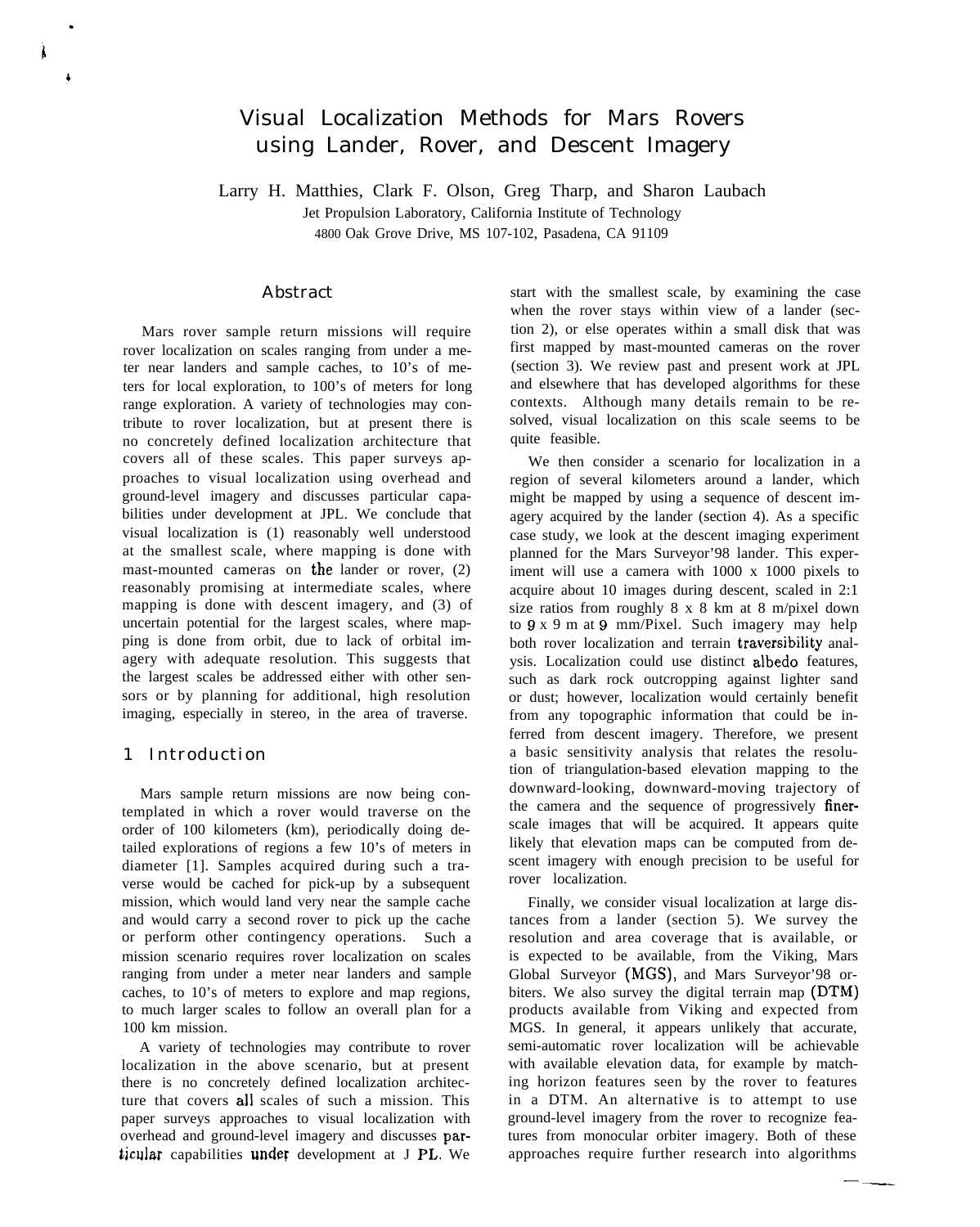# Visual Localization Methods for Mars Rovers using Lander, Rover, and Descent Imagery

Larry H. Matthies, Clark F. Olson, Greg Tharp, and Sharon Laubach

Jet Propulsion Laboratory, California Institute of Technology
4800 Oak Grove Drive, MS 107-102, Pasadena, CA 91109

## Abstract

Mars rover sample return missions will require rover localization on scales ranging from under a meter near landers and sample caches, to 10's of meters for local exploration, to 100's of meters for long range exploration. A variety of technologies may contribute to rover localization, but at present there is no concretely defined localization architecture that covers all of these scales. This paper surveys approaches to visual localization using overhead and ground-level imagery and discusses particular capabilities under development at JPL. We conclude that visual localization is (1) reasonably well understood at the smallest scale, where mapping is done with mast-mounted cameras on the lander or rover, (2) reasonably promising at intermediate scales, where mapping is done with descent imagery, and (3) of uncertain potential for the largest scales, where mapping is done from orbit, due to lack of orbital imagery with adequate resolution. This suggests that the largest scales be addressed either with other sensors or by planning for additional, high resolution imaging, especially in stereo, in the area of traverse.

## 1 Introduction

Mars sample return missions are now being contemplated in which a rover would traverse on the order of 100 kilometers (km), periodically doing detailed explorations of regions a few 10's of meters in diameter [1]. Samples acquired during such a traverse would be cached for pick-up by a subsequent mission, which would land very near the sample cache and would carry a second rover to pick up the cache or perform other contingency operations. Such a mission scenario requires rover localization on scales ranging from under a meter near landers and sample caches, to 10's of meters to explore and map regions, to much larger scales to follow an overall plan for a 100 km mission.

A variety of technologies may contribute to rover localization in the above scenario, but at present there is no concretely defined localization architecture that covers all scales of such a mission. This paper surveys approaches to visual localization with overhead and ground-level imagery and discusses particular capabilities under development at J PL. We start with the smallest scale, by examining the case when the rover stays within view of a lander (section 2), or else operates within a small disk that was first mapped by mast-mounted cameras on the rover (section 3). We review past and present work at JPL and elsewhere that has developed algorithms for these contexts. Although many details remain to be resolved, visual localization on this scale seems to be quite feasible.

We then consider a scenario for localization in a region of several kilometers around a lander, which might be mapped by using a sequence of descent imagery acquired by the lander (section 4). As a specific case study, we look at the descent imaging experiment planned for the Mars Surveyor'98 lander. This experiment will use a camera with 1000 x 1000 pixels to acquire about 10 images during descent, scaled in 2:1 size ratios from roughly 8 x 8 km at 8 m/pixel down to 9 x 9 m at 9 mm/Pixel. Such imagery may help both rover localization and terrain traversibility analysis. Localization could use distinct albedo features, such as dark rock outcropping against lighter sand or dust; however, localization would certainly benefit from any topographic information that could be inferred from descent imagery. Therefore, we present a basic sensitivity analysis that relates the resolution of triangulation-based elevation mapping to the downward-looking, downward-moving trajectory of the camera and the sequence of progressively finer-scale images that will be acquired. It appears quite likely that elevation maps can be computed from descent imagery with enough precision to be useful for rover localization.

Finally, we consider visual localization at large distances from a lander (section 5). We survey the resolution and area coverage that is available, or is expected to be available, from the Viking, Mars Global Surveyor (MGS), and Mars Surveyor'98 orbiters. We also survey the digital terrain map (DTM) products available from Viking and expected from MGS. In general, it appears unlikely that accurate, semi-automatic rover localization will be achievable with available elevation data, for example by matching horizon features seen by the rover to features in a DTM. An alternative is to attempt to use ground-level imagery from the rover to recognize features from monocular orbiter imagery. Both of these approaches require further research into algorithms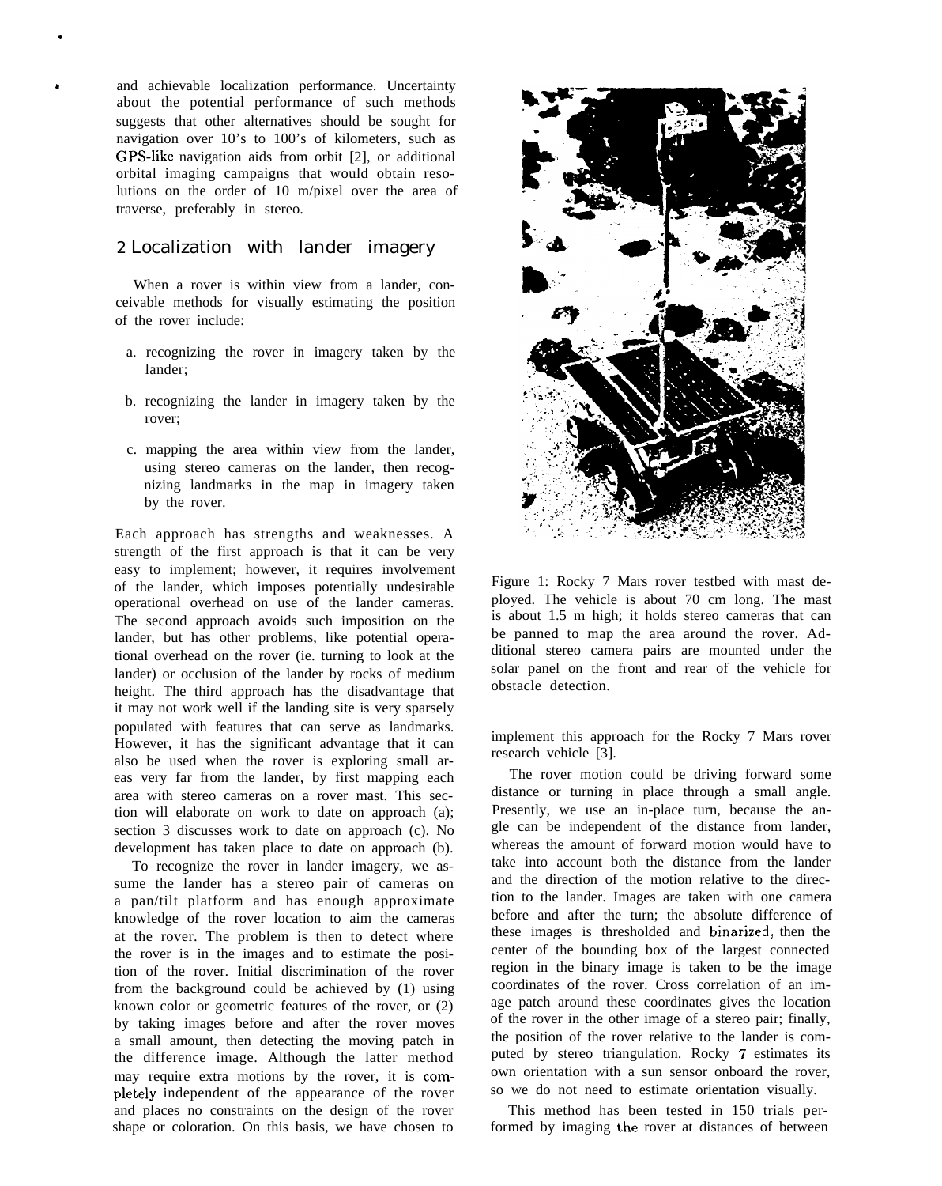and achievable localization performance. Uncertainty about the potential performance of such methods suggests that other alternatives should be sought for navigation over 10's to 100's of kilometers, such as GPS-like navigation aids from orbit [2], or additional orbital imaging campaigns that would obtain resolutions on the order of 10 m/pixel over the area of traverse, preferably in stereo.

## 2 Localization with lander imagery

When a rover is within view from a lander, conceivable methods for visually estimating the position of the rover include:

a. recognizing the rover in imagery taken by the lander;

b. recognizing the lander in imagery taken by the rover;

c. mapping the area within view from the lander, using stereo cameras on the lander, then recognizing landmarks in the map in imagery taken by the rover.

Each approach has strengths and weaknesses. A strength of the first approach is that it can be very easy to implement; however, it requires involvement of the lander, which imposes potentially undesirable operational overhead on use of the lander cameras. The second approach avoids such imposition on the lander, but has other problems, like potential operational overhead on the rover (ie. turning to look at the lander) or occlusion of the lander by rocks of medium height. The third approach has the disadvantage that it may not work well if the landing site is very sparsely populated with features that can serve as landmarks. However, it has the significant advantage that it can also be used when the rover is exploring small areas very far from the lander, by first mapping each area with stereo cameras on a rover mast. This section will elaborate on work to date on approach (a); section 3 discusses work to date on approach (c). No development has taken place to date on approach (b).

To recognize the rover in lander imagery, we assume the lander has a stereo pair of cameras on a pan/tilt platform and has enough approximate knowledge of the rover location to aim the cameras at the rover. The problem is then to detect where the rover is in the images and to estimate the position of the rover. Initial discrimination of the rover from the background could be achieved by (1) using known color or geometric features of the rover, or (2) by taking images before and after the rover moves a small amount, then detecting the moving patch in the difference image. Although the latter method may require extra motions by the rover, it is completely independent of the appearance of the rover and places no constraints on the design of the rover shape or coloration. On this basis, we have chosen to implement this approach for the Rocky 7 Mars rover research vehicle [3].

Figure 1: Rocky 7 Mars rover testbed with mast deployed. The vehicle is about 70 cm long. The mast is about 1.5 m high; it holds stereo cameras that can be panned to map the area around the rover. Additional stereo camera pairs are mounted under the solar panel on the front and rear of the vehicle for obstacle detection.

The rover motion could be driving forward some distance or turning in place through a small angle. Presently, we use an in-place turn, because the angle can be independent of the distance from lander, whereas the amount of forward motion would have to take into account both the distance from the lander and the direction of the motion relative to the direction to the lander. Images are taken with one camera before and after the turn; the absolute difference of these images is thresholded and binarized, then the center of the bounding box of the largest connected region in the binary image is taken to be the image coordinates of the rover. Cross correlation of an image patch around these coordinates gives the location of the rover in the other image of a stereo pair; finally, the position of the rover relative to the lander is computed by stereo triangulation. Rocky 7 estimates its own orientation with a sun sensor onboard the rover, so we do not need to estimate orientation visually.

This method has been tested in 150 trials performed by imaging the rover at distances of between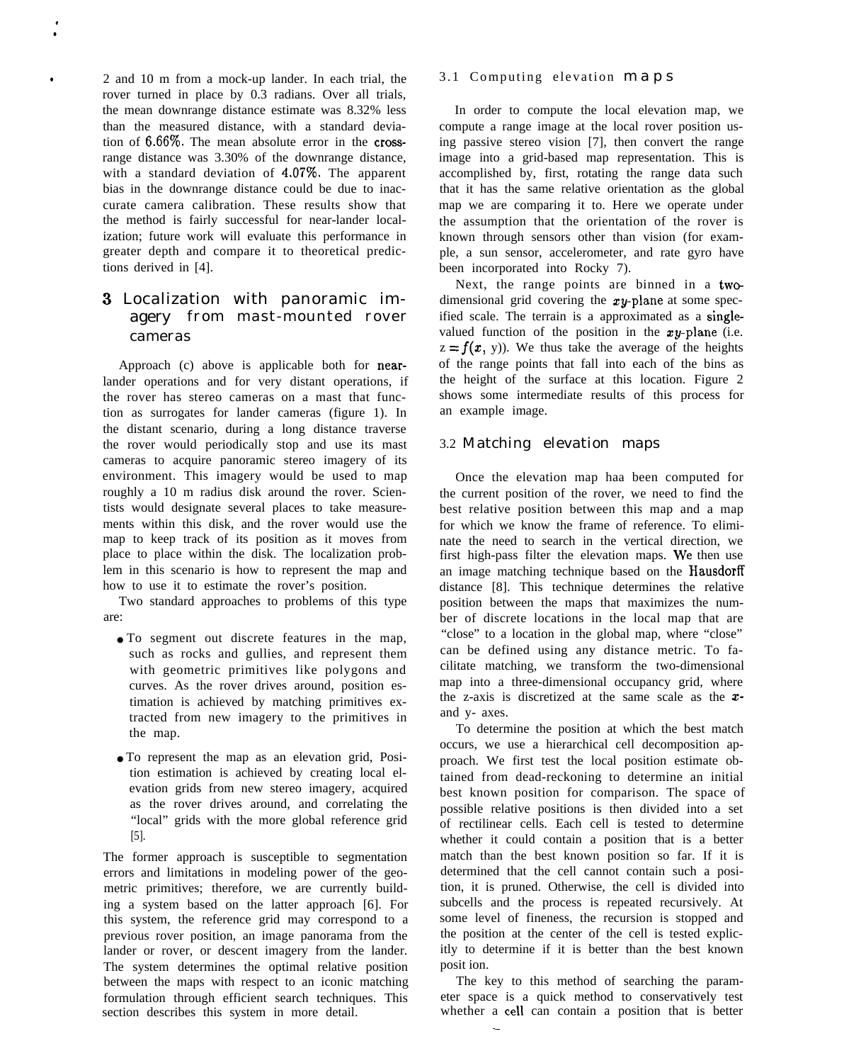2 and 10 m from a mock-up lander. In each trial, the rover turned in place by 0.3 radians. Over all trials, the mean downrange distance estimate was 8.32% less than the measured distance, with a standard deviation of 6.66%. The mean absolute error in the cross-range distance was 3.30% of the downrange distance, with a standard deviation of 4.07%. The apparent bias in the downrange distance could be due to inaccurate camera calibration. These results show that the method is fairly successful for near-lander localization; future work will evaluate this performance in greater depth and compare it to theoretical predictions derived in [4].

## 3 Localization with panoramic imagery from mast-mounted rover cameras

Approach (c) above is applicable both for near-lander operations and for very distant operations, if the rover has stereo cameras on a mast that function as surrogates for lander cameras (figure 1). In the distant scenario, during a long distance traverse the rover would periodically stop and use its mast cameras to acquire panoramic stereo imagery of its environment. This imagery would be used to map roughly a 10 m radius disk around the rover. Scientists would designate several places to take measurements within this disk, and the rover would use the map to keep track of its position as it moves from place to place within the disk. The localization problem in this scenario is how to represent the map and how to use it to estimate the rover's position.

Two standard approaches to problems of this type are:

- To segment out discrete features in the map, such as rocks and gullies, and represent them with geometric primitives like polygons and curves. As the rover drives around, position estimation is achieved by matching primitives extracted from new imagery to the primitives in the map.
- To represent the map as an elevation grid, Position estimation is achieved by creating local elevation grids from new stereo imagery, acquired as the rover drives around, and correlating the "local" grids with the more global reference grid [5].

The former approach is susceptible to segmentation errors and limitations in modeling power of the geometric primitives; therefore, we are currently building a system based on the latter approach [6]. For this system, the reference grid may correspond to a previous rover position, an image panorama from the lander or rover, or descent imagery from the lander. The system determines the optimal relative position between the maps with respect to an iconic matching formulation through efficient search techniques. This section describes this system in more detail.

### 3.1 Computing elevation maps

In order to compute the local elevation map, we compute a range image at the local rover position using passive stereo vision [7], then convert the range image into a grid-based map representation. This is accomplished by, first, rotating the range data such that it has the same relative orientation as the global map we are comparing it to. Here we operate under the assumption that the orientation of the rover is known through sensors other than vision (for example, a sun sensor, accelerometer, and rate gyro have been incorporated into Rocky 7).

Next, the range points are binned in a two-dimensional grid covering the $xy$-plane at some specified scale. The terrain is a approximated as a single-valued function of the position in the $xy$-plane (i.e. $z = f(x, y)$). We thus take the average of the heights of the range points that fall into each of the bins as the height of the surface at this location. Figure 2 shows some intermediate results of this process for an example image.

### 3.2 Matching elevation maps

Once the elevation map haa been computed for the current position of the rover, we need to find the best relative position between this map and a map for which we know the frame of reference. To eliminate the need to search in the vertical direction, we first high-pass filter the elevation maps. We then use an image matching technique based on the Hausdorff distance [8]. This technique determines the relative position between the maps that maximizes the number of discrete locations in the local map that are "close" to a location in the global map, where "close" can be defined using any distance metric. To facilitate matching, we transform the two-dimensional map into a three-dimensional occupancy grid, where the z-axis is discretized at the same scale as the $x$- and y- axes.

To determine the position at which the best match occurs, we use a hierarchical cell decomposition approach. We first test the local position estimate obtained from dead-reckoning to determine an initial best known position for comparison. The space of possible relative positions is then divided into a set of rectilinear cells. Each cell is tested to determine whether it could contain a position that is a better match than the best known position so far. If it is determined that the cell cannot contain such a position, it is pruned. Otherwise, the cell is divided into subcells and the process is repeated recursively. At some level of fineness, the recursion is stopped and the position at the center of the cell is tested explicitly to determine if it is better than the best known posit ion.

The key to this method of searching the parameter space is a quick method to conservatively test whether a cell can contain a position that is better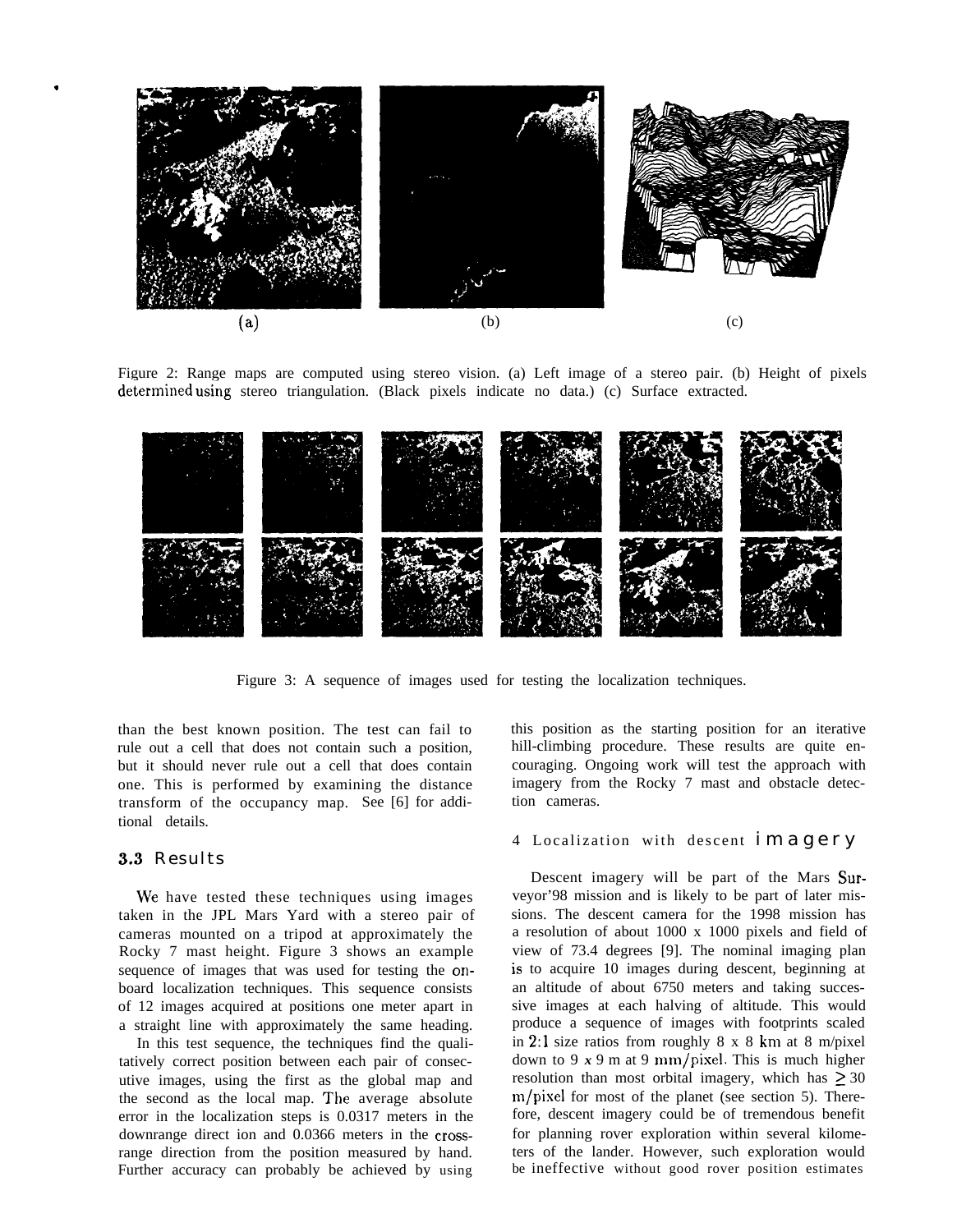(a) (b) (c)

Figure 2: Range maps are computed using stereo vision. (a) Left image of a stereo pair. (b) Height of pixels determined using stereo triangulation. (Black pixels indicate no data.) (c) Surface extracted.

Figure 3: A sequence of images used for testing the localization techniques.

than the best known position. The test can fail to rule out a cell that does not contain such a position, but it should never rule out a cell that does contain one. This is performed by examining the distance transform of the occupancy map. See [6] for additional details.

### 3.3 Results

We have tested these techniques using images taken in the JPL Mars Yard with a stereo pair of cameras mounted on a tripod at approximately the Rocky 7 mast height. Figure 3 shows an example sequence of images that was used for testing the on-board localization techniques. This sequence consists of 12 images acquired at positions one meter apart in a straight line with approximately the same heading.

In this test sequence, the techniques find the qualitatively correct position between each pair of consecutive images, using the first as the global map and the second as the local map. The average absolute error in the localization steps is 0.0317 meters in the downrange direct ion and 0.0366 meters in the cross-range direction from the position measured by hand. Further accuracy can probably be achieved by using this position as the starting position for an iterative hill-climbing procedure. These results are quite encouraging. Ongoing work will test the approach with imagery from the Rocky 7 mast and obstacle detection cameras.

## 4 Localization with descent imagery

Descent imagery will be part of the Mars Surveyor'98 mission and is likely to be part of later missions. The descent camera for the 1998 mission has a resolution of about 1000 x 1000 pixels and field of view of 73.4 degrees [9]. The nominal imaging plan is to acquire 10 images during descent, beginning at an altitude of about 6750 meters and taking successive images at each halving of altitude. This would produce a sequence of images with footprints scaled in 2:1 size ratios from roughly 8 x 8 km at 8 m/pixel down to 9 x 9 m at 9 mm/pixel. This is much higher resolution than most orbital imagery, which has $\geq 30$ m/pixel for most of the planet (see section 5). Therefore, descent imagery could be of tremendous benefit for planning rover exploration within several kilometers of the lander. However, such exploration would be ineffective without good rover position estimates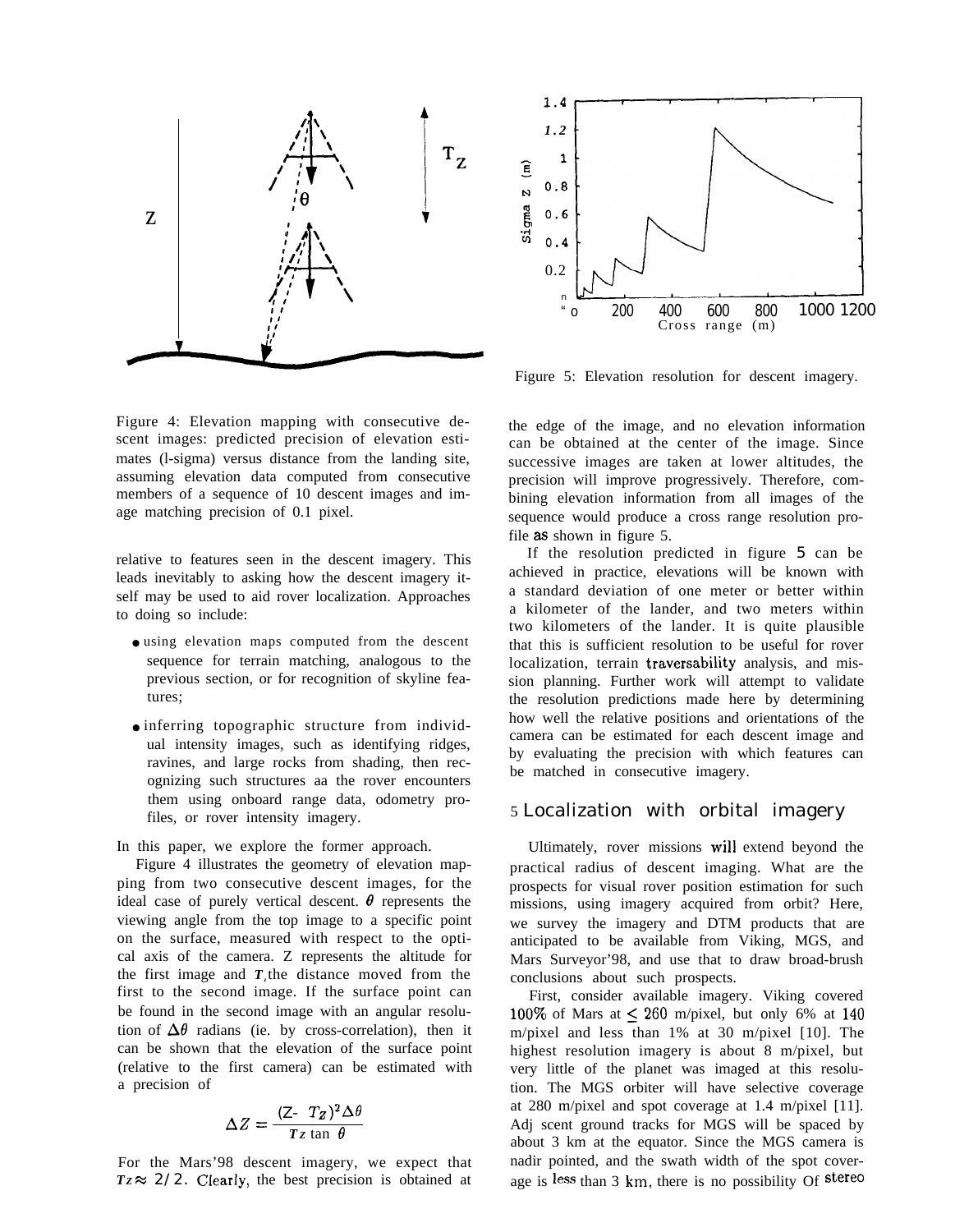Figure 4: Elevation mapping with consecutive descent images: predicted precision of elevation estimates (l-sigma) versus distance from the landing site, assuming elevation data computed from consecutive members of a sequence of 10 descent images and image matching precision of 0.1 pixel.

relative to features seen in the descent imagery. This leads inevitably to asking how the descent imagery itself may be used to aid rover localization. Approaches to doing so include:

- using elevation maps computed from the descent sequence for terrain matching, analogous to the previous section, or for recognition of skyline features;
- inferring topographic structure from individual intensity images, such as identifying ridges, ravines, and large rocks from shading, then recognizing such structures aa the rover encounters them using onboard range data, odometry profiles, or rover intensity imagery.

In this paper, we explore the former approach.

Figure 4 illustrates the geometry of elevation mapping from two consecutive descent images, for the ideal case of purely vertical descent. $\theta$ represents the viewing angle from the top image to a specific point on the surface, measured with respect to the optical axis of the camera. Z represents the altitude for the first image and $T_z$ the distance moved from the first to the second image. If the surface point can be found in the second image with an angular resolution of $\Delta\theta$ radians (ie. by cross-correlation), then it can be shown that the elevation of the surface point (relative to the first camera) can be estimated with a precision of

$$\Delta Z = \frac{(Z - T_Z)^2 \Delta\theta}{T_Z \tan\theta}$$

For the Mars'98 descent imagery, we expect that $T_Z \approx 2/2$. Clearly, the best precision is obtained at the edge of the image, and no elevation information can be obtained at the center of the image. Since successive images are taken at lower altitudes, the precision will improve progressively. Therefore, combining elevation information from all images of the sequence would produce a cross range resolution profile as shown in figure 5.

Figure 5: Elevation resolution for descent imagery.

If the resolution predicted in figure 5 can be achieved in practice, elevations will be known with a standard deviation of one meter or better within a kilometer of the lander, and two meters within two kilometers of the lander. It is quite plausible that this is sufficient resolution to be useful for rover localization, terrain traversability analysis, and mission planning. Further work will attempt to validate the resolution predictions made here by determining how well the relative positions and orientations of the camera can be estimated for each descent image and by evaluating the precision with which features can be matched in consecutive imagery.

## 5 Localization with orbital imagery

Ultimately, rover missions will extend beyond the practical radius of descent imaging. What are the prospects for visual rover position estimation for such missions, using imagery acquired from orbit? Here, we survey the imagery and DTM products that are anticipated to be available from Viking, MGS, and Mars Surveyor'98, and use that to draw broad-brush conclusions about such prospects.

First, consider available imagery. Viking covered 100% of Mars at $\leq 260$ m/pixel, but only 6% at 140 m/pixel and less than 1% at 30 m/pixel [10]. The highest resolution imagery is about 8 m/pixel, but very little of the planet was imaged at this resolution. The MGS orbiter will have selective coverage at 280 m/pixel and spot coverage at 1.4 m/pixel [11]. Adj scent ground tracks for MGS will be spaced by about 3 km at the equator. Since the MGS camera is nadir pointed, and the swath width of the spot coverage is less than 3 km, there is no possibility Of stereo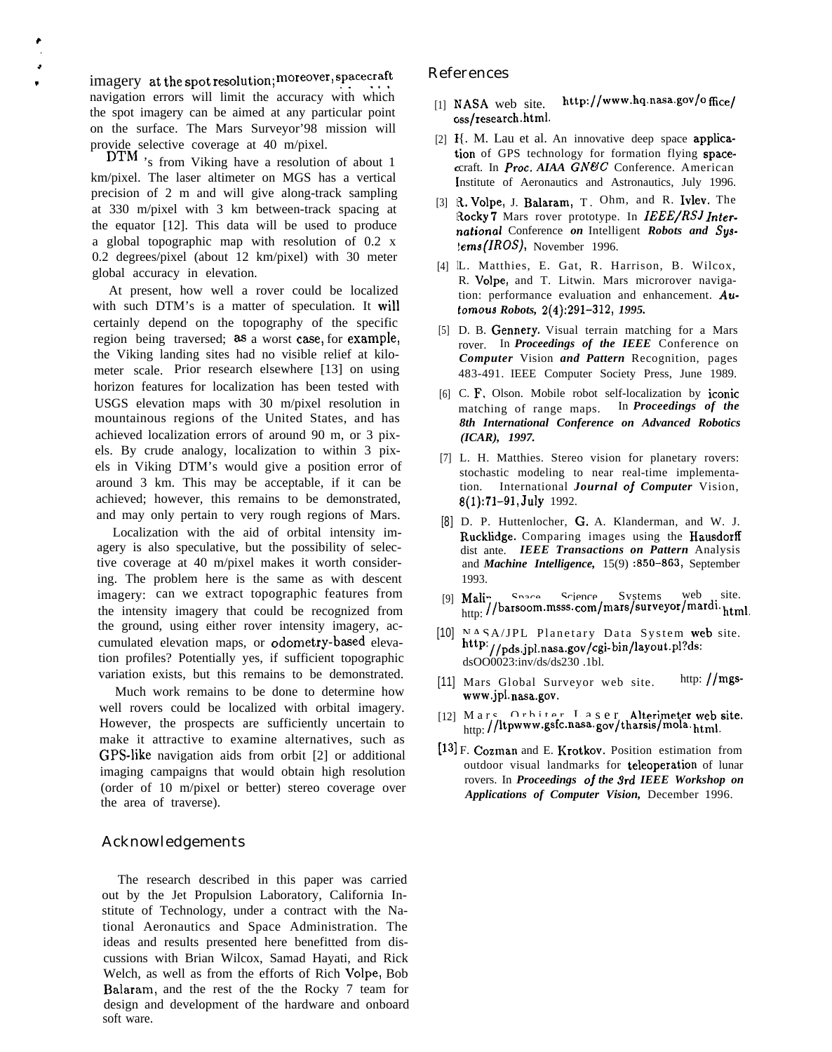imagery at the spot resolution; moreover, spacecraft navigation errors will limit the accuracy with which the spot imagery can be aimed at any particular point on the surface. The Mars Surveyor'98 mission will provide selective coverage at 40 m/pixel.

DTM's from Viking have a resolution of about 1 km/pixel. The laser altimeter on MGS has a vertical precision of 2 m and will give along-track sampling at 330 m/pixel with 3 km between-track spacing at the equator [12]. This data will be used to produce a global topographic map with resolution of 0.2 x 0.2 degrees/pixel (about 12 km/pixel) with 30 meter global accuracy in elevation.

At present, how well a rover could be localized with such DTM's is a matter of speculation. It will certainly depend on the topography of the specific region being traversed; as a worst case, for example, the Viking landing sites had no visible relief at kilometer scale. Prior research elsewhere [13] on using horizon features for localization has been tested with USGS elevation maps with 30 m/pixel resolution in mountainous regions of the United States, and has achieved localization errors of around 90 m, or 3 pixels. By crude analogy, localization to within 3 pixels in Viking DTM's would give a position error of around 3 km. This may be acceptable, if it can be achieved; however, this remains to be demonstrated, and may only pertain to very rough regions of Mars.

Localization with the aid of orbital intensity imagery is also speculative, but the possibility of selective coverage at 40 m/pixel makes it worth considering. The problem here is the same as with descent imagery: can we extract topographic features from the intensity imagery that could be recognized from the ground, using either rover intensity imagery, accumulated elevation maps, or odometry-based elevation profiles? Potentially yes, if sufficient topographic variation exists, but this remains to be demonstrated.

Much work remains to be done to determine how well rovers could be localized with orbital imagery. However, the prospects are sufficiently uncertain to make it attractive to examine alternatives, such as GPS-like navigation aids from orbit [2] or additional imaging campaigns that would obtain high resolution (order of 10 m/pixel or better) stereo coverage over the area of traverse).

## Acknowledgements

The research described in this paper was carried out by the Jet Propulsion Laboratory, California Institute of Technology, under a contract with the National Aeronautics and Space Administration. The ideas and results presented here benefitted from discussions with Brian Wilcox, Samad Hayati, and Rick Welch, as well as from the efforts of Rich Volpe, Bob Balaram, and the rest of the the Rocky 7 team for design and development of the hardware and onboard soft ware.

## References

[1] NASA web site. http://www.hq.nasa.gov/office/oss/research.html.

[2] K. M. Lau et al. An innovative deep space application of GPS technology for formation flying spacecraft. In *Proc. AIAA GN&C* Conference. American Institute of Aeronautics and Astronautics, July 1996.

[3] R. Volpe, J. Balaram, T. Ohm, and R. Ivlev. The Rocky 7 Mars rover prototype. In *IEEE/RSJ International* Conference *on* Intelligent *Robots and Systems(IROS)*, November 1996.

[4] L. Matthies, E. Gat, R. Harrison, B. Wilcox, R. Volpe, and T. Litwin. Mars microrover navigation: performance evaluation and enhancement. *Autonomous Robots, 2(4):291–312, 1995.*

[5] D. B. Gennery. Visual terrain matching for a Mars rover. In *Proceedings of the IEEE* Conference on *Computer* Vision *and Pattern* Recognition, pages 483-491. IEEE Computer Society Press, June 1989.

[6] C. F. Olson. Mobile robot self-localization by iconic matching of range maps. In *Proceedings of the 8th International Conference on Advanced Robotics (ICAR), 1997.*

[7] L. H. Matthies. Stereo vision for planetary rovers: stochastic modeling to near real-time implementation. International *Journal of Computer* Vision, 8(1):71–91, July 1992.

[8] D. P. Huttenlocher, G. A. Klanderman, and W. J. Rucklidge. Comparing images using the Hausdorff dist ance. *IEEE Transactions on Pattern* Analysis and *Machine Intelligence,* 15(9):850–863, September 1993.

[9] Malin Space Science Systems web site. http://barsoom.msss.com/mars/surveyor/mardi.html.

[10] NASA/JPL Planetary Data System web site. http://pds.jpl.nasa.gov/cgi-bin/layout.pl?ds: dsOO0023:inv/ds/ds230 .1bl.

[11] Mars Global Surveyor web site. http://mgs-www.jpl.nasa.gov.

[12] Mars Orbiter Laser Alterimeter web site. http://ltpwww.gsfc.nasa.gov/tharsis/mola.html.

[13] F. Cozman and E. Krotkov. Position estimation from outdoor visual landmarks for teleoperation of lunar rovers. In *Proceedings of the 3rd IEEE Workshop on Applications of Computer Vision,* December 1996.